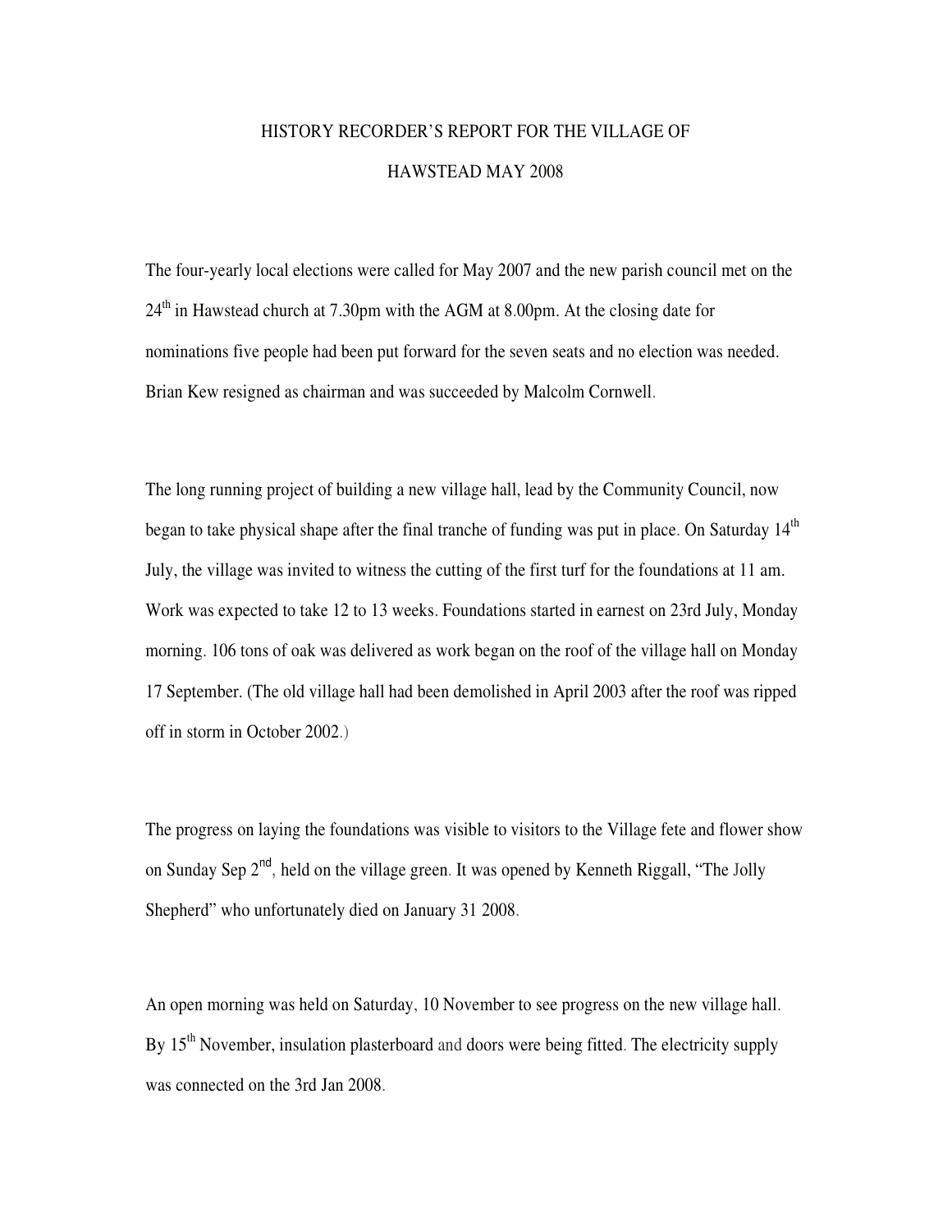# HISTORY RECORDER'S REPORT FOR THE VILLAGE OF HAWSTEAD MAY 2008

The four-yearly local elections were called for May 2007 and the new parish council met on the 24th in Hawstead church at 7.30pm with the AGM at 8.00pm. At the closing date for nominations five people had been put forward for the seven seats and no election was needed. Brian Kew resigned as chairman and was succeeded by Malcolm Cornwell.

The long running project of building a new village hall, lead by the Community Council, now began to take physical shape after the final tranche of funding was put in place. On Saturday 14th July, the village was invited to witness the cutting of the first turf for the foundations at 11 am. Work was expected to take 12 to 13 weeks. Foundations started in earnest on 23rd July, Monday morning. 106 tons of oak was delivered as work began on the roof of the village hall on Monday 17 September. (The old village hall had been demolished in April 2003 after the roof was ripped off in storm in October 2002.)

The progress on laying the foundations was visible to visitors to the Village fete and flower show on Sunday Sep 2nd, held on the village green. It was opened by Kenneth Riggall, "The Jolly Shepherd" who unfortunately died on January 31 2008.

An open morning was held on Saturday, 10 November to see progress on the new village hall. By 15th November, insulation plasterboard and doors were being fitted. The electricity supply was connected on the 3rd Jan 2008.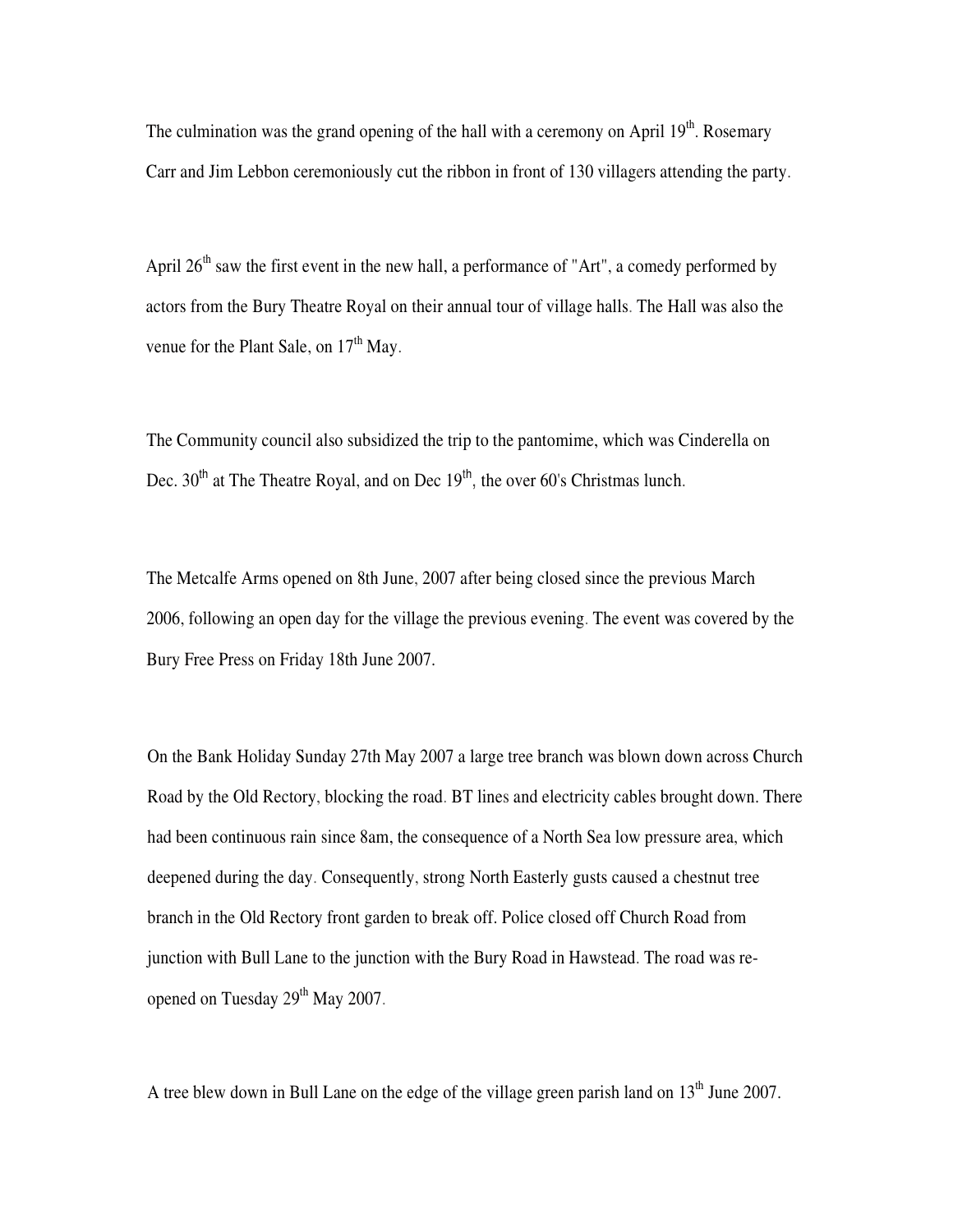The culmination was the grand opening of the hall with a ceremony on April 19th. Rosemary Carr and Jim Lebbon ceremoniously cut the ribbon in front of 130 villagers attending the party.

April 26th saw the first event in the new hall, a performance of "Art", a comedy performed by actors from the Bury Theatre Royal on their annual tour of village halls. The Hall was also the venue for the Plant Sale, on 17th May.

The Community council also subsidized the trip to the pantomime, which was Cinderella on Dec. 30th at The Theatre Royal, and on Dec 19th, the over 60's Christmas lunch.

The Metcalfe Arms opened on 8th June, 2007 after being closed since the previous March 2006, following an open day for the village the previous evening. The event was covered by the Bury Free Press on Friday 18th June 2007.

On the Bank Holiday Sunday 27th May 2007 a large tree branch was blown down across Church Road by the Old Rectory, blocking the road. BT lines and electricity cables brought down. There had been continuous rain since 8am, the consequence of a North Sea low pressure area, which deepened during the day. Consequently, strong North Easterly gusts caused a chestnut tree branch in the Old Rectory front garden to break off. Police closed off Church Road from junction with Bull Lane to the junction with the Bury Road in Hawstead. The road was re-opened on Tuesday 29th May 2007.

A tree blew down in Bull Lane on the edge of the village green parish land on 13th June 2007.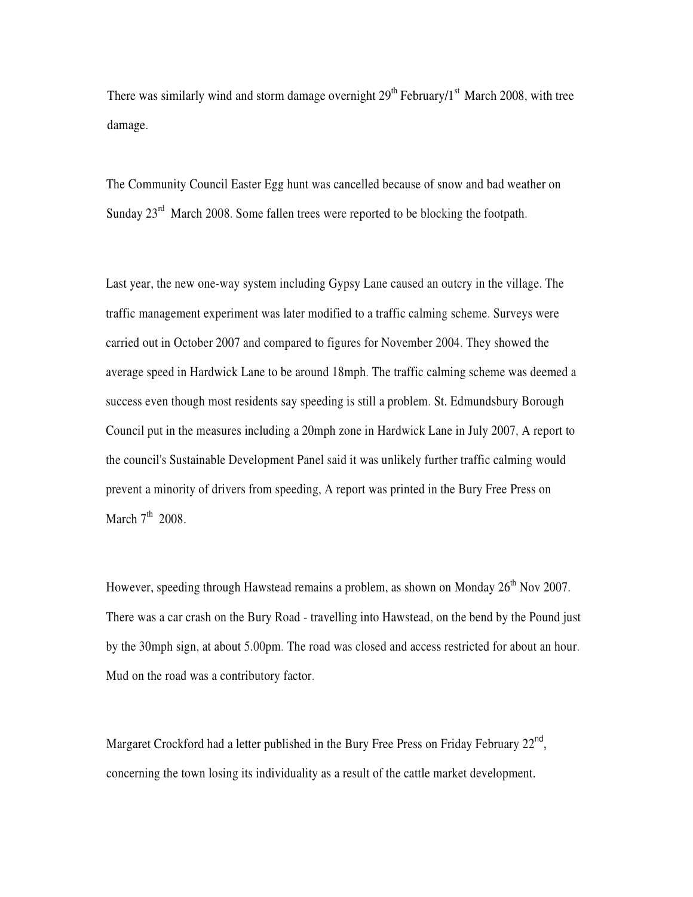There was similarly wind and storm damage overnight 29th February/1st March 2008, with tree damage.

The Community Council Easter Egg hunt was cancelled because of snow and bad weather on Sunday 23rd March 2008. Some fallen trees were reported to be blocking the footpath.

Last year, the new one-way system including Gypsy Lane caused an outcry in the village. The traffic management experiment was later modified to a traffic calming scheme. Surveys were carried out in October 2007 and compared to figures for November 2004. They showed the average speed in Hardwick Lane to be around 18mph. The traffic calming scheme was deemed a success even though most residents say speeding is still a problem. St. Edmundsbury Borough Council put in the measures including a 20mph zone in Hardwick Lane in July 2007, A report to the council's Sustainable Development Panel said it was unlikely further traffic calming would prevent a minority of drivers from speeding, A report was printed in the Bury Free Press on March 7th 2008.

However, speeding through Hawstead remains a problem, as shown on Monday 26th Nov 2007. There was a car crash on the Bury Road - travelling into Hawstead, on the bend by the Pound just by the 30mph sign, at about 5.00pm. The road was closed and access restricted for about an hour. Mud on the road was a contributory factor.

Margaret Crockford had a letter published in the Bury Free Press on Friday February 22nd, concerning the town losing its individuality as a result of the cattle market development.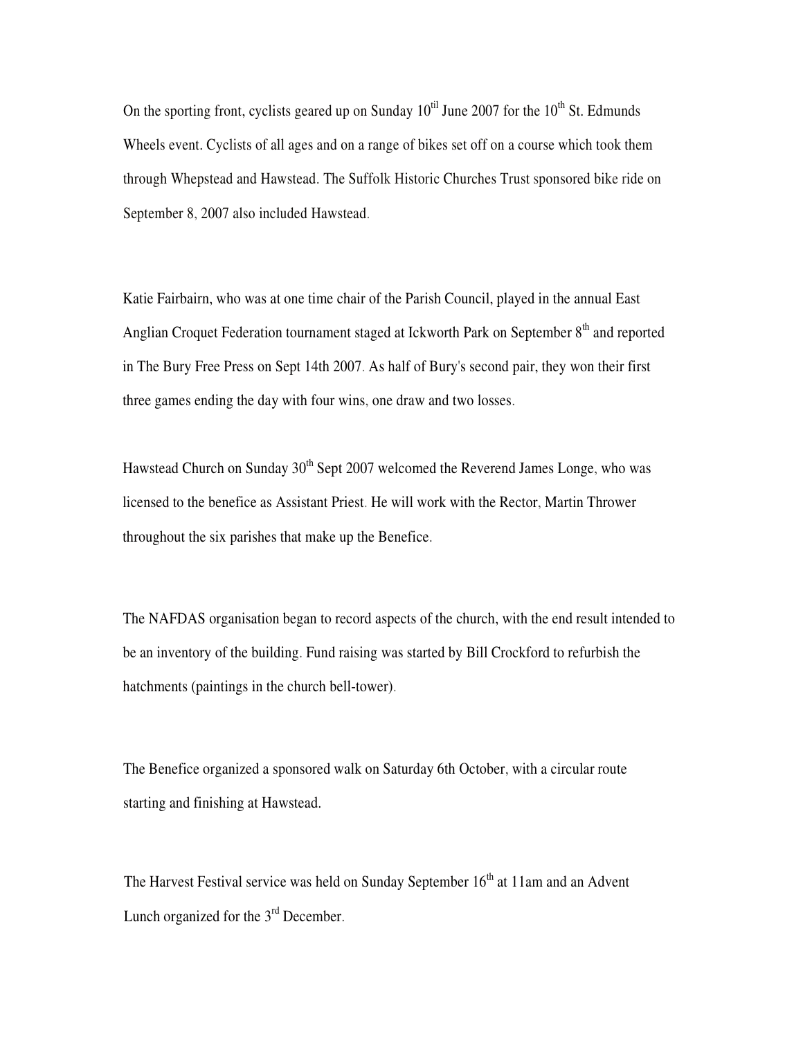On the sporting front, cyclists geared up on Sunday 10til June 2007 for the 10th St. Edmunds Wheels event. Cyclists of all ages and on a range of bikes set off on a course which took them through Whepstead and Hawstead. The Suffolk Historic Churches Trust sponsored bike ride on September 8, 2007 also included Hawstead.

Katie Fairbairn, who was at one time chair of the Parish Council, played in the annual East Anglian Croquet Federation tournament staged at Ickworth Park on September 8th and reported in The Bury Free Press on Sept 14th 2007. As half of Bury's second pair, they won their first three games ending the day with four wins, one draw and two losses.

Hawstead Church on Sunday 30th Sept 2007 welcomed the Reverend James Longe, who was licensed to the benefice as Assistant Priest. He will work with the Rector, Martin Thrower throughout the six parishes that make up the Benefice.

The NAFDAS organisation began to record aspects of the church, with the end result intended to be an inventory of the building. Fund raising was started by Bill Crockford to refurbish the hatchments (paintings in the church bell-tower).

The Benefice organized a sponsored walk on Saturday 6th October, with a circular route starting and finishing at Hawstead.

The Harvest Festival service was held on Sunday September 16th at 11am and an Advent Lunch organized for the 3rd December.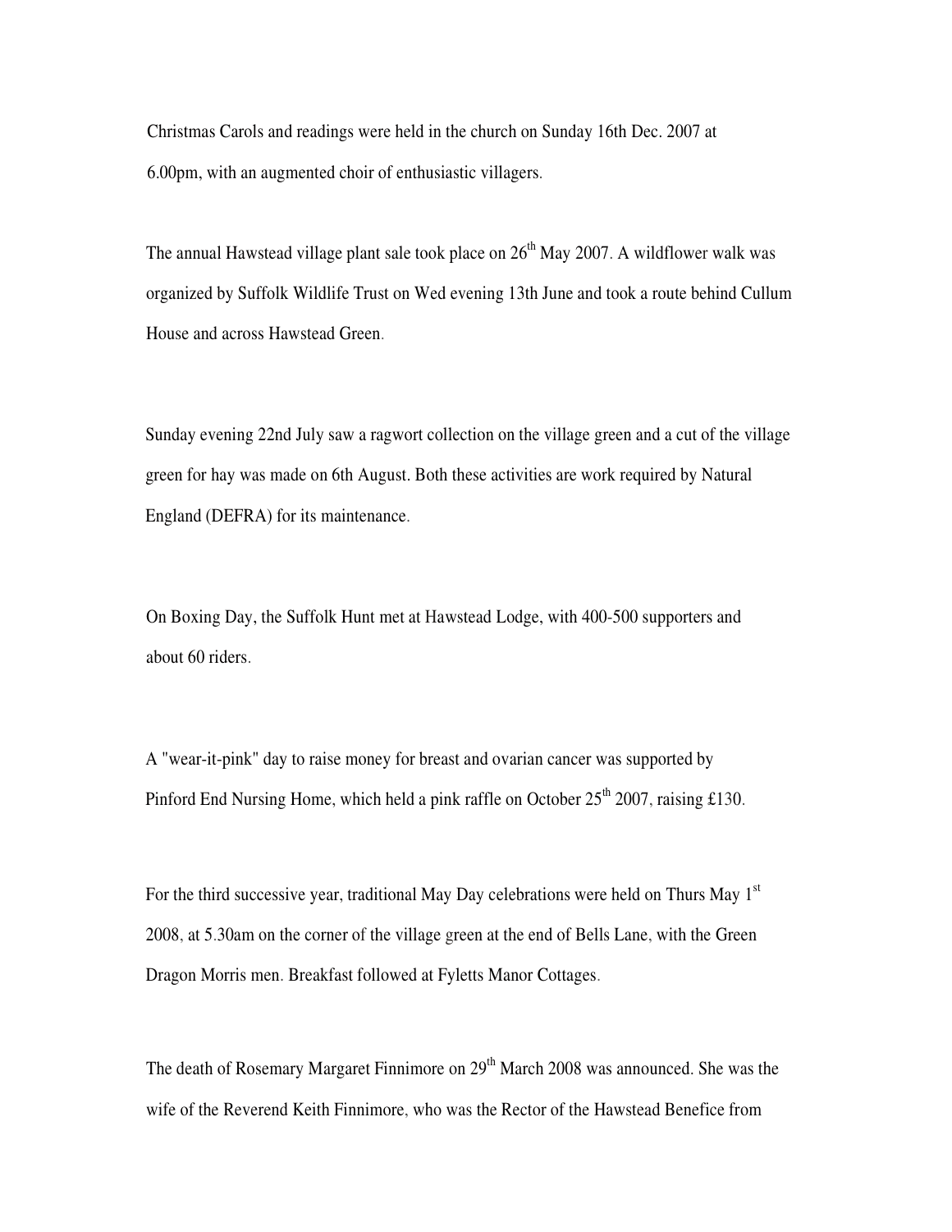Christmas Carols and readings were held in the church on Sunday 16th Dec. 2007 at 6.00pm, with an augmented choir of enthusiastic villagers.

The annual Hawstead village plant sale took place on 26th May 2007. A wildflower walk was organized by Suffolk Wildlife Trust on Wed evening 13th June and took a route behind Cullum House and across Hawstead Green.

Sunday evening 22nd July saw a ragwort collection on the village green and a cut of the village green for hay was made on 6th August. Both these activities are work required by Natural England (DEFRA) for its maintenance.

On Boxing Day, the Suffolk Hunt met at Hawstead Lodge, with 400-500 supporters and about 60 riders.

A "wear-it-pink" day to raise money for breast and ovarian cancer was supported by Pinford End Nursing Home, which held a pink raffle on October 25th 2007, raising £130.

For the third successive year, traditional May Day celebrations were held on Thurs May 1st 2008, at 5.30am on the corner of the village green at the end of Bells Lane, with the Green Dragon Morris men. Breakfast followed at Fyletts Manor Cottages.

The death of Rosemary Margaret Finnimore on 29th March 2008 was announced. She was the wife of the Reverend Keith Finnimore, who was the Rector of the Hawstead Benefice from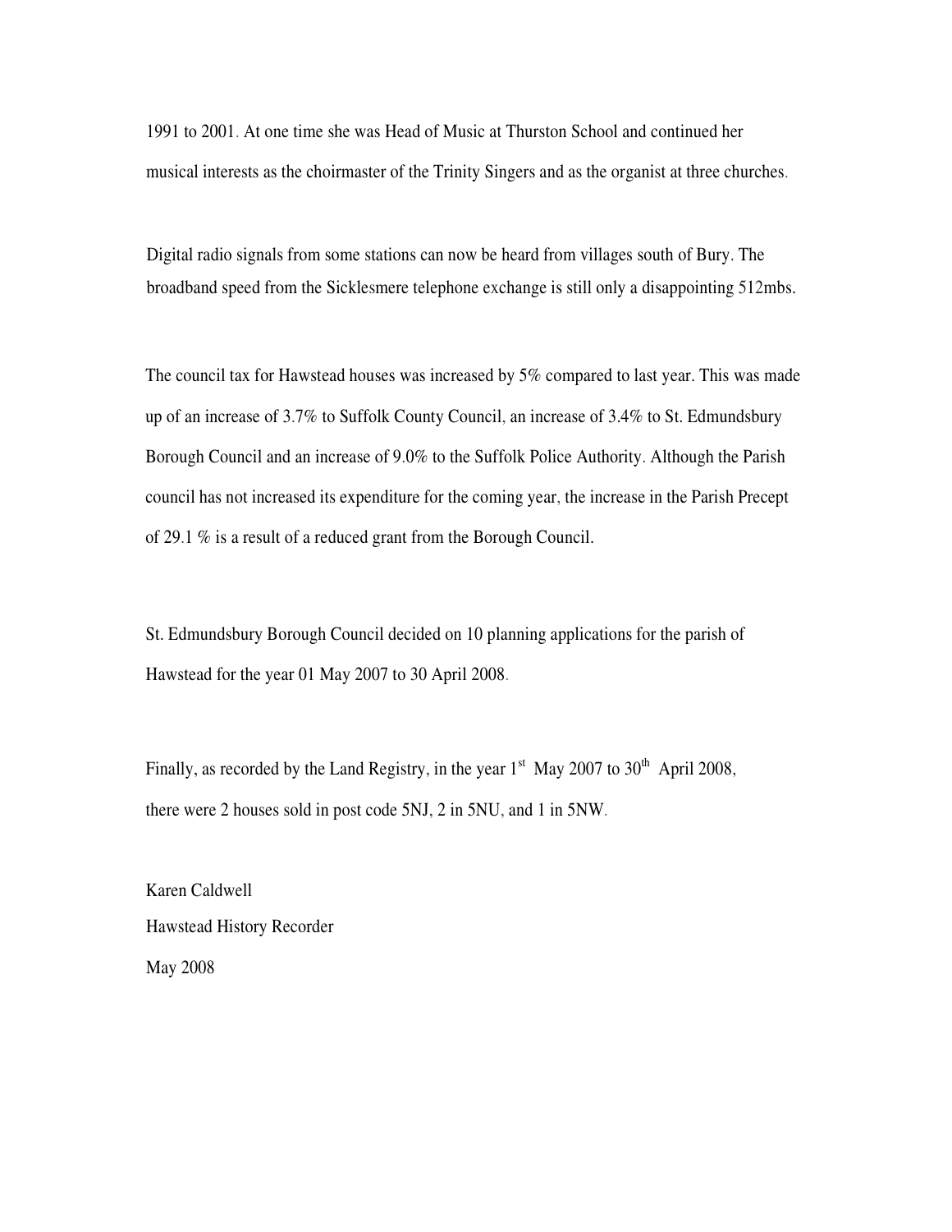1991 to 2001. At one time she was Head of Music at Thurston School and continued her musical interests as the choirmaster of the Trinity Singers and as the organist at three churches.

Digital radio signals from some stations can now be heard from villages south of Bury. The broadband speed from the Sicklesmere telephone exchange is still only a disappointing 512mbs.

The council tax for Hawstead houses was increased by 5% compared to last year. This was made up of an increase of 3.7% to Suffolk County Council, an increase of 3.4% to St. Edmundsbury Borough Council and an increase of 9.0% to the Suffolk Police Authority. Although the Parish council has not increased its expenditure for the coming year, the increase in the Parish Precept of 29.1 % is a result of a reduced grant from the Borough Council.

St. Edmundsbury Borough Council decided on 10 planning applications for the parish of Hawstead for the year 01 May 2007 to 30 April 2008.

Finally, as recorded by the Land Registry, in the year 1st May 2007 to 30th April 2008, there were 2 houses sold in post code 5NJ, 2 in 5NU, and 1 in 5NW.

Karen Caldwell  
Hawstead History Recorder  
May 2008